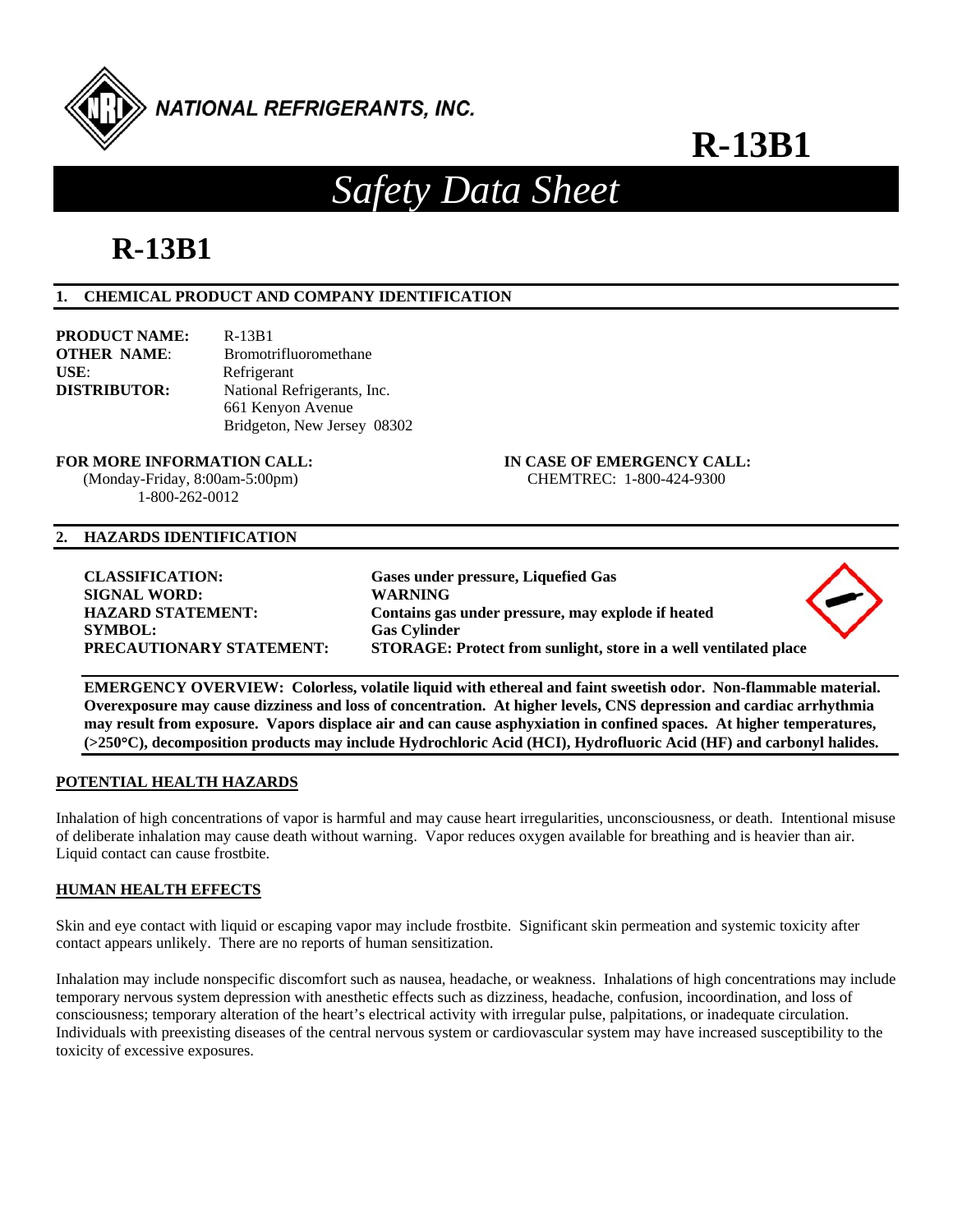NATIONAL REFRIGERANTS, INC.

# R-13B1

# *Safety Data Sheet*

# R-13B1

## 1. CHEMICAL PRODUCT AND COMPANY IDENTIFICATION

**PRODUCT NAME:** R-13B1
**OTHER NAME**: Bromotrifluoromethane
**USE**: Refrigerant
**DISTRIBUTOR:** National Refrigerants, Inc.
661 Kenyon Avenue
Bridgeton, New Jersey 08302

**FOR MORE INFORMATION CALL:**
(Monday-Friday, 8:00am-5:00pm)
1-800-262-0012

**IN CASE OF EMERGENCY CALL:**
CHEMTREC: 1-800-424-9300

## 2. HAZARDS IDENTIFICATION

**CLASSIFICATION:** **Gases under pressure, Liquefied Gas**
**SIGNAL WORD:** **WARNING**
**HAZARD STATEMENT:** **Contains gas under pressure, may explode if heated**
**SYMBOL:** **Gas Cylinder**
**PRECAUTIONARY STATEMENT:** **STORAGE: Protect from sunlight, store in a well ventilated place**

**EMERGENCY OVERVIEW: Colorless, volatile liquid with ethereal and faint sweetish odor. Non-flammable material. Overexposure may cause dizziness and loss of concentration. At higher levels, CNS depression and cardiac arrhythmia may result from exposure. Vapors displace air and can cause asphyxiation in confined spaces. At higher temperatures, (>250°C), decomposition products may include Hydrochloric Acid (HCl), Hydrofluoric Acid (HF) and carbonyl halides.**

**POTENTIAL HEALTH HAZARDS**

Inhalation of high concentrations of vapor is harmful and may cause heart irregularities, unconsciousness, or death. Intentional misuse of deliberate inhalation may cause death without warning. Vapor reduces oxygen available for breathing and is heavier than air. Liquid contact can cause frostbite.

**HUMAN HEALTH EFFECTS**

Skin and eye contact with liquid or escaping vapor may include frostbite. Significant skin permeation and systemic toxicity after contact appears unlikely. There are no reports of human sensitization.

Inhalation may include nonspecific discomfort such as nausea, headache, or weakness. Inhalations of high concentrations may include temporary nervous system depression with anesthetic effects such as dizziness, headache, confusion, incoordination, and loss of consciousness; temporary alteration of the heart's electrical activity with irregular pulse, palpitations, or inadequate circulation. Individuals with preexisting diseases of the central nervous system or cardiovascular system may have increased susceptibility to the toxicity of excessive exposures.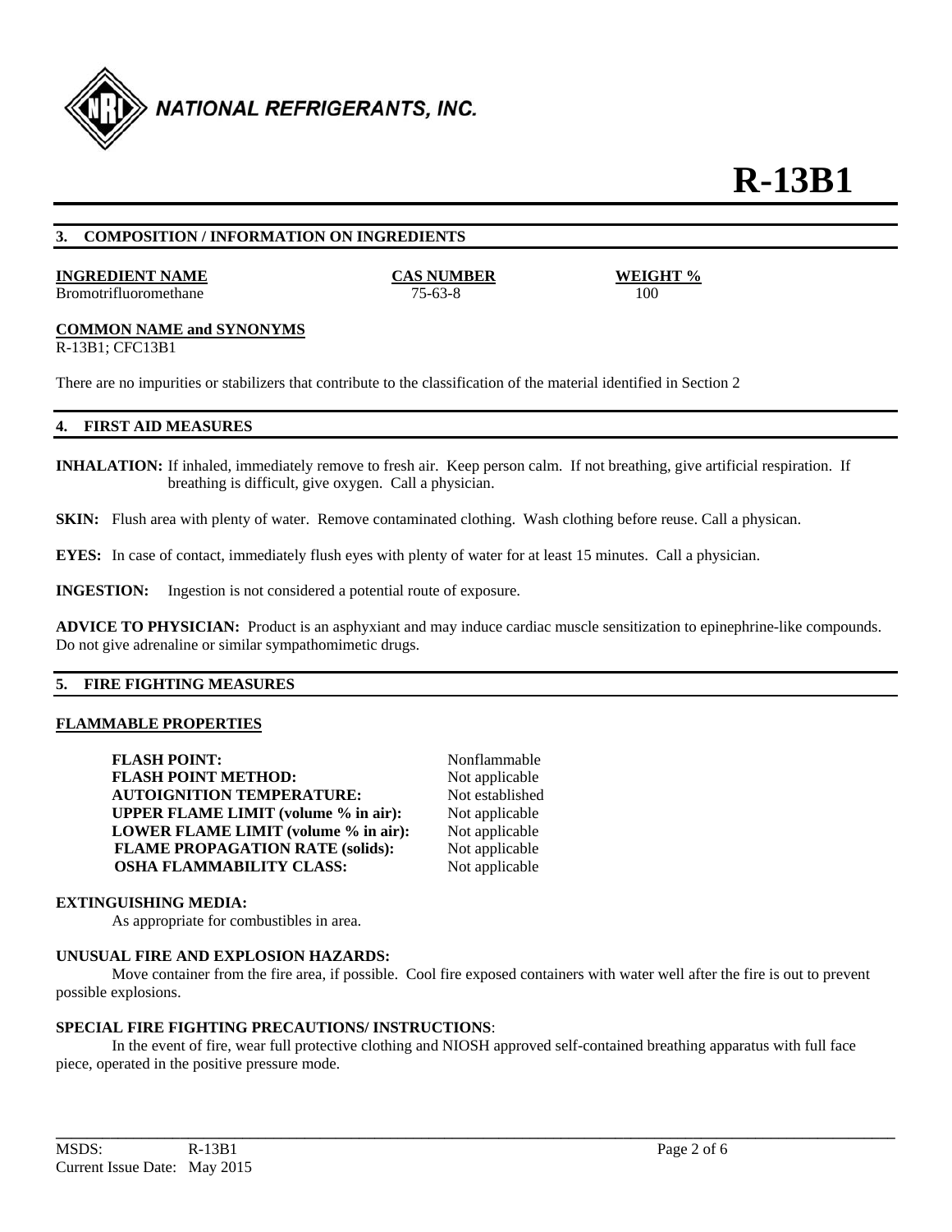# R-13B1

## 3. COMPOSITION / INFORMATION ON INGREDIENTS

| INGREDIENT NAME | CAS NUMBER | WEIGHT % |
| --- | --- | --- |
| Bromotrifluoromethane | 75-63-8 | 100 |

**COMMON NAME and SYNONYMS**
R-13B1; CFC13B1

There are no impurities or stabilizers that contribute to the classification of the material identified in Section 2

## 4. FIRST AID MEASURES

**INHALATION:** If inhaled, immediately remove to fresh air. Keep person calm. If not breathing, give artificial respiration. If breathing is difficult, give oxygen. Call a physician.

**SKIN:** Flush area with plenty of water. Remove contaminated clothing. Wash clothing before reuse. Call a physican.

**EYES:** In case of contact, immediately flush eyes with plenty of water for at least 15 minutes. Call a physician.

**INGESTION:** Ingestion is not considered a potential route of exposure.

**ADVICE TO PHYSICIAN:** Product is an asphyxiant and may induce cardiac muscle sensitization to epinephrine-like compounds. Do not give adrenaline or similar sympathomimetic drugs.

## 5. FIRE FIGHTING MEASURES

**FLAMMABLE PROPERTIES**

| | |
| --- | --- |
| **FLASH POINT:** | Nonflammable |
| **FLASH POINT METHOD:** | Not applicable |
| **AUTOIGNITION TEMPERATURE:** | Not established |
| **UPPER FLAME LIMIT (volume % in air):** | Not applicable |
| **LOWER FLAME LIMIT (volume % in air):** | Not applicable |
| **FLAME PROPAGATION RATE (solids):** | Not applicable |
| **OSHA FLAMMABILITY CLASS:** | Not applicable |

**EXTINGUISHING MEDIA:**

As appropriate for combustibles in area.

**UNUSUAL FIRE AND EXPLOSION HAZARDS:**

Move container from the fire area, if possible. Cool fire exposed containers with water well after the fire is out to prevent possible explosions.

**SPECIAL FIRE FIGHTING PRECAUTIONS/ INSTRUCTIONS**:

In the event of fire, wear full protective clothing and NIOSH approved self-contained breathing apparatus with full face piece, operated in the positive pressure mode.

MSDS: R-13B1
Current Issue Date: May 2015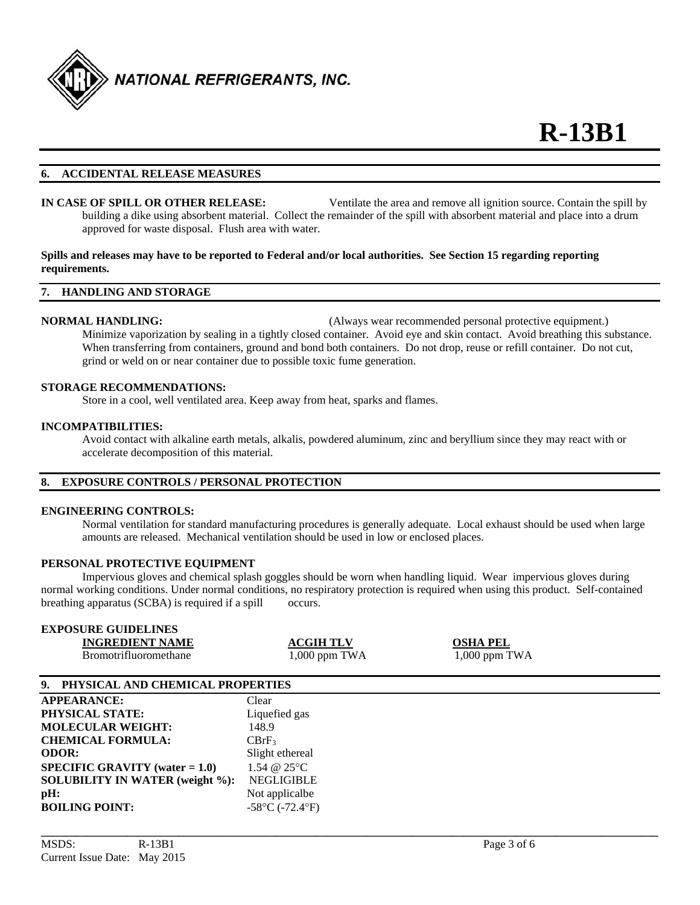# R-13B1

## 6. ACCIDENTAL RELEASE MEASURES

**IN CASE OF SPILL OR OTHER RELEASE:** Ventilate the area and remove all ignition source. Contain the spill by building a dike using absorbent material. Collect the remainder of the spill with absorbent material and place into a drum approved for waste disposal. Flush area with water.

**Spills and releases may have to be reported to Federal and/or local authorities. See Section 15 regarding reporting requirements.**

## 7. HANDLING AND STORAGE

**NORMAL HANDLING:** (Always wear recommended personal protective equipment.)
Minimize vaporization by sealing in a tightly closed container. Avoid eye and skin contact. Avoid breathing this substance. When transferring from containers, ground and bond both containers. Do not drop, reuse or refill container. Do not cut, grind or weld on or near container due to possible toxic fume generation.

**STORAGE RECOMMENDATIONS:**
Store in a cool, well ventilated area. Keep away from heat, sparks and flames.

**INCOMPATIBILITIES:**
Avoid contact with alkaline earth metals, alkalis, powdered aluminum, zinc and beryllium since they may react with or accelerate decomposition of this material.

## 8. EXPOSURE CONTROLS / PERSONAL PROTECTION

**ENGINEERING CONTROLS:**
Normal ventilation for standard manufacturing procedures is generally adequate. Local exhaust should be used when large amounts are released. Mechanical ventilation should be used in low or enclosed places.

**PERSONAL PROTECTIVE EQUIPMENT**
Impervious gloves and chemical splash goggles should be worn when handling liquid. Wear impervious gloves during normal working conditions. Under normal conditions, no respiratory protection is required when using this product. Self-contained breathing apparatus (SCBA) is required if a spill occurs.

**EXPOSURE GUIDELINES**

| INGREDIENT NAME | ACGIH TLV | OSHA PEL |
|---|---|---|
| Bromotrifluoromethane | 1,000 ppm TWA | 1,000 ppm TWA |

## 9. PHYSICAL AND CHEMICAL PROPERTIES

| | |
|---|---|
| **APPEARANCE:** | Clear |
| **PHYSICAL STATE:** | Liquefied gas |
| **MOLECULAR WEIGHT:** | 148.9 |
| **CHEMICAL FORMULA:** | $CBrF_3$ |
| **ODOR:** | Slight ethereal |
| **SPECIFIC GRAVITY (water = 1.0)** | 1.54 @ 25°C |
| **SOLUBILITY IN WATER (weight %):** | NEGLIGIBLE |
| **pH:** | Not applicalbe |
| **BOILING POINT:** | -58°C (-72.4°F) |

MSDS: R-13B1
Current Issue Date: May 2015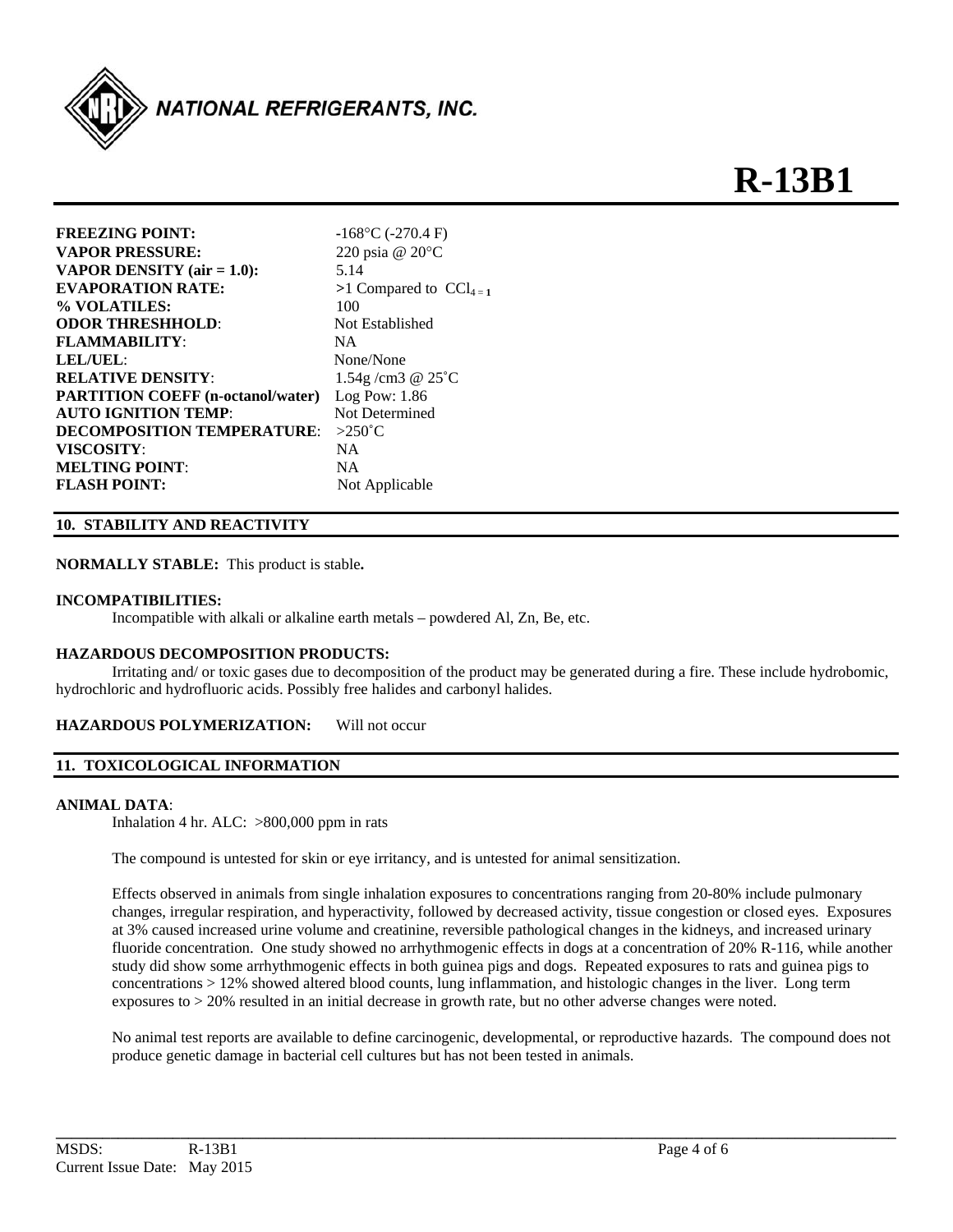# R-13B1

| | |
|---|---|
| **FREEZING POINT:** | -168°C (-270.4 F) |
| **VAPOR PRESSURE:** | 220 psia @ 20°C |
| **VAPOR DENSITY (air = 1.0):** | 5.14 |
| **EVAPORATION RATE:** | >1 Compared to $CCl_{4=1}$ |
| **% VOLATILES:** | 100 |
| **ODOR THRESHHOLD**: | Not Established |
| **FLAMMABILITY**: | NA |
| **LEL/UEL**: | None/None |
| **RELATIVE DENSITY**: | 1.54g /cm3 @ 25˚C |
| **PARTITION COEFF (n-octanol/water)** | Log Pow: 1.86 |
| **AUTO IGNITION TEMP**: | Not Determined |
| **DECOMPOSITION TEMPERATURE**: | >250˚C |
| **VISCOSITY**: | NA |
| **MELTING POINT**: | NA |
| **FLASH POINT:** | Not Applicable |

## 10. STABILITY AND REACTIVITY

**NORMALLY STABLE:** This product is stable**.**

**INCOMPATIBILITIES:**

Incompatible with alkali or alkaline earth metals – powdered Al, Zn, Be, etc.

**HAZARDOUS DECOMPOSITION PRODUCTS:**

Irritating and/ or toxic gases due to decomposition of the product may be generated during a fire. These include hydrobomic, hydrochloric and hydrofluoric acids. Possibly free halides and carbonyl halides.

**HAZARDOUS POLYMERIZATION:** Will not occur

## 11. TOXICOLOGICAL INFORMATION

**ANIMAL DATA**:

Inhalation 4 hr. ALC: >800,000 ppm in rats

The compound is untested for skin or eye irritancy, and is untested for animal sensitization.

Effects observed in animals from single inhalation exposures to concentrations ranging from 20-80% include pulmonary changes, irregular respiration, and hyperactivity, followed by decreased activity, tissue congestion or closed eyes. Exposures at 3% caused increased urine volume and creatinine, reversible pathological changes in the kidneys, and increased urinary fluoride concentration. One study showed no arrhythmogenic effects in dogs at a concentration of 20% R-116, while another study did show some arrhythmogenic effects in both guinea pigs and dogs. Repeated exposures to rats and guinea pigs to concentrations > 12% showed altered blood counts, lung inflammation, and histologic changes in the liver. Long term exposures to > 20% resulted in an initial decrease in growth rate, but no other adverse changes were noted.

No animal test reports are available to define carcinogenic, developmental, or reproductive hazards. The compound does not produce genetic damage in bacterial cell cultures but has not been tested in animals.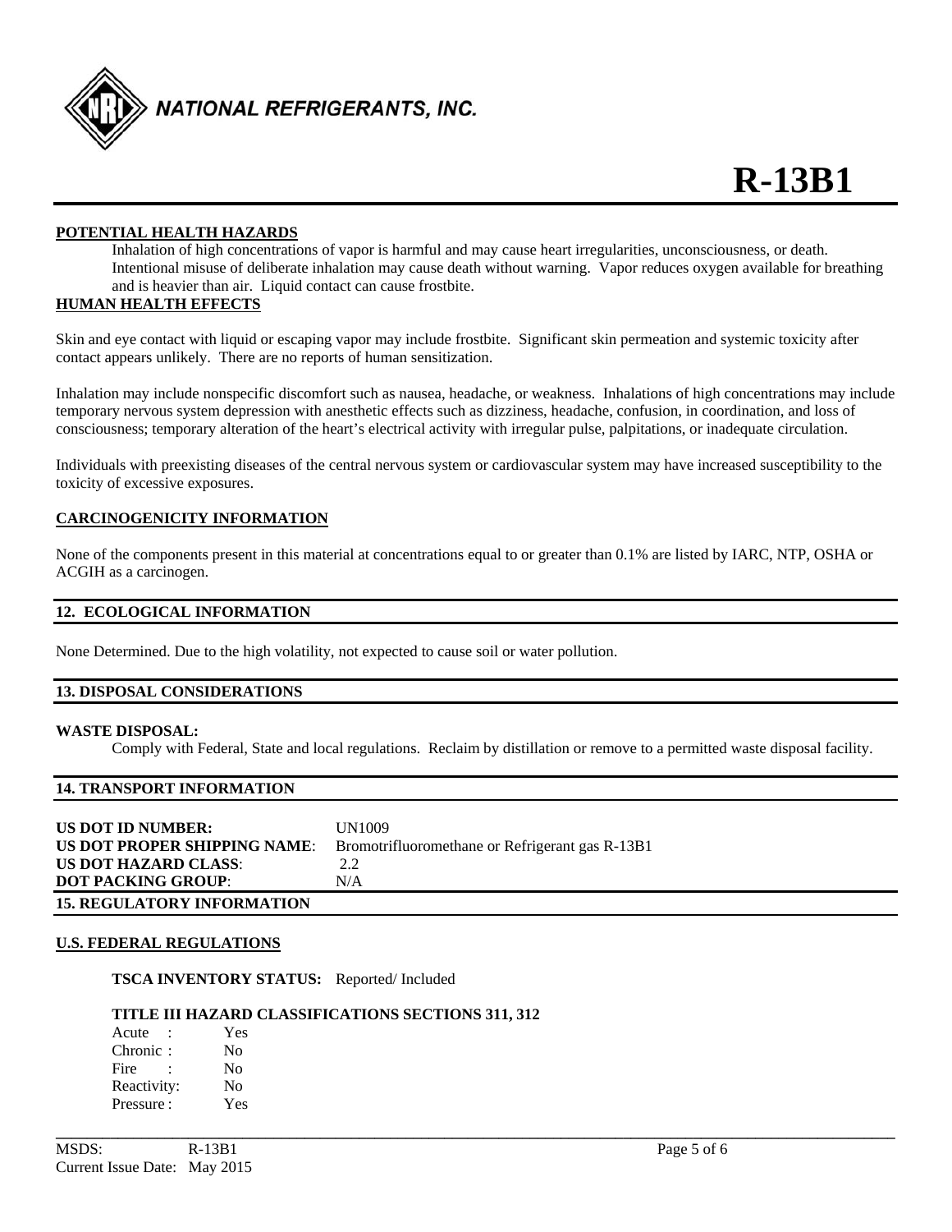**POTENTIAL HEALTH HAZARDS**

Inhalation of high concentrations of vapor is harmful and may cause heart irregularities, unconsciousness, or death. Intentional misuse of deliberate inhalation may cause death without warning. Vapor reduces oxygen available for breathing and is heavier than air. Liquid contact can cause frostbite.

**HUMAN HEALTH EFFECTS**

Skin and eye contact with liquid or escaping vapor may include frostbite. Significant skin permeation and systemic toxicity after contact appears unlikely. There are no reports of human sensitization.

Inhalation may include nonspecific discomfort such as nausea, headache, or weakness. Inhalations of high concentrations may include temporary nervous system depression with anesthetic effects such as dizziness, headache, confusion, in coordination, and loss of consciousness; temporary alteration of the heart's electrical activity with irregular pulse, palpitations, or inadequate circulation.

Individuals with preexisting diseases of the central nervous system or cardiovascular system may have increased susceptibility to the toxicity of excessive exposures.

**CARCINOGENICITY INFORMATION**

None of the components present in this material at concentrations equal to or greater than 0.1% are listed by IARC, NTP, OSHA or ACGIH as a carcinogen.

## 12. ECOLOGICAL INFORMATION

None Determined. Due to the high volatility, not expected to cause soil or water pollution.

## 13. DISPOSAL CONSIDERATIONS

**WASTE DISPOSAL:**

Comply with Federal, State and local regulations. Reclaim by distillation or remove to a permitted waste disposal facility.

## 14. TRANSPORT INFORMATION

| | |
|---|---|
| **US DOT ID NUMBER:** | UN1009 |
| **US DOT PROPER SHIPPING NAME**: | Bromotrifluoromethane or Refrigerant gas R-13B1 |
| **US DOT HAZARD CLASS**: | 2.2 |
| **DOT PACKING GROUP**: | N/A |

## 15. REGULATORY INFORMATION

**U.S. FEDERAL REGULATIONS**

**TSCA INVENTORY STATUS:** Reported/ Included

**TITLE III HAZARD CLASSIFICATIONS SECTIONS 311, 312**

| | |
|---|---|
| Acute : | Yes |
| Chronic : | No |
| Fire : | No |
| Reactivity: | No |
| Pressure : | Yes |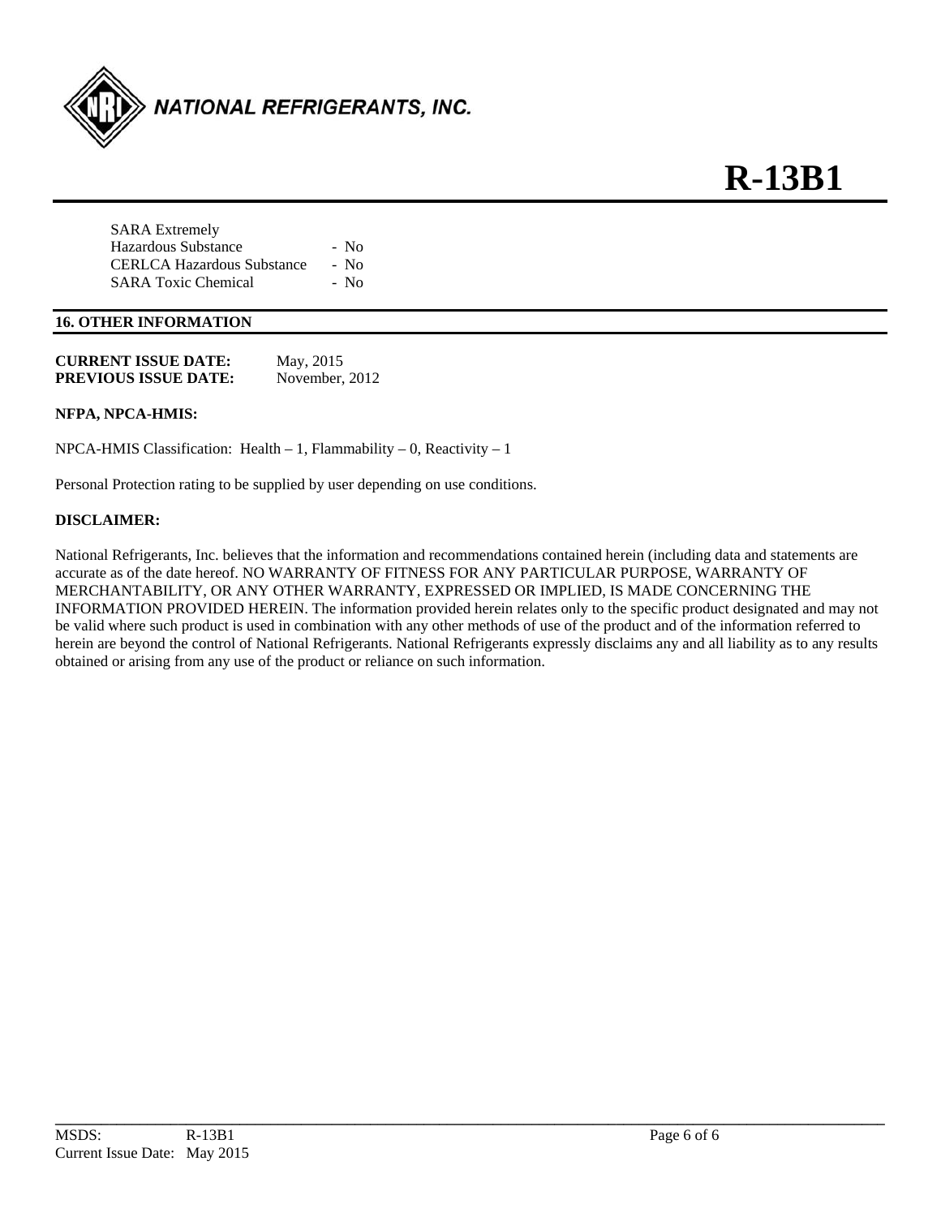| | |
|---|---|
| SARA Extremely Hazardous Substance | - No |
| CERLCA Hazardous Substance | - No |
| SARA Toxic Chemical | - No |

## 16. OTHER INFORMATION

**CURRENT ISSUE DATE:** May, 2015
**PREVIOUS ISSUE DATE:** November, 2012

**NFPA, NPCA-HMIS:**

NPCA-HMIS Classification: Health – 1, Flammability – 0, Reactivity – 1

Personal Protection rating to be supplied by user depending on use conditions.

**DISCLAIMER:**

National Refrigerants, Inc. believes that the information and recommendations contained herein (including data and statements are accurate as of the date hereof. NO WARRANTY OF FITNESS FOR ANY PARTICULAR PURPOSE, WARRANTY OF MERCHANTABILITY, OR ANY OTHER WARRANTY, EXPRESSED OR IMPLIED, IS MADE CONCERNING THE INFORMATION PROVIDED HEREIN. The information provided herein relates only to the specific product designated and may not be valid where such product is used in combination with any other methods of use of the product and of the information referred to herein are beyond the control of National Refrigerants. National Refrigerants expressly disclaims any and all liability as to any results obtained or arising from any use of the product or reliance on such information.